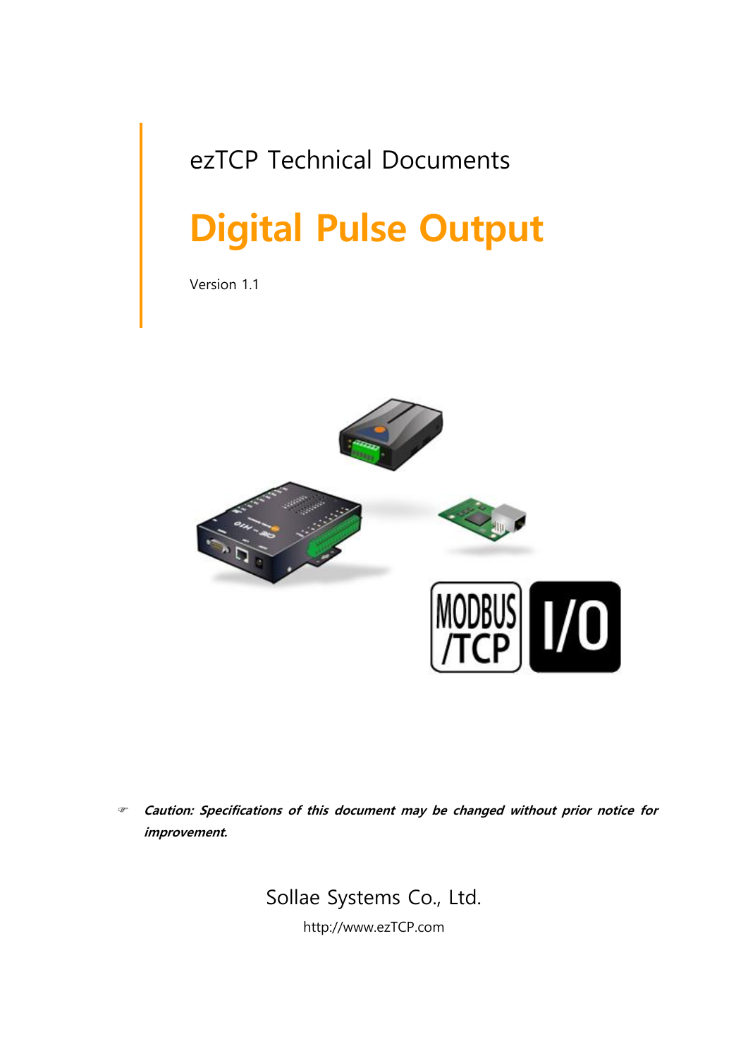ezTCP Technical Documents

# Digital Pulse Output

Version 1.1

☞ ***Caution: Specifications of this document may be changed without prior notice for improvement.***

Sollae Systems Co., Ltd.

http://www.ezTCP.com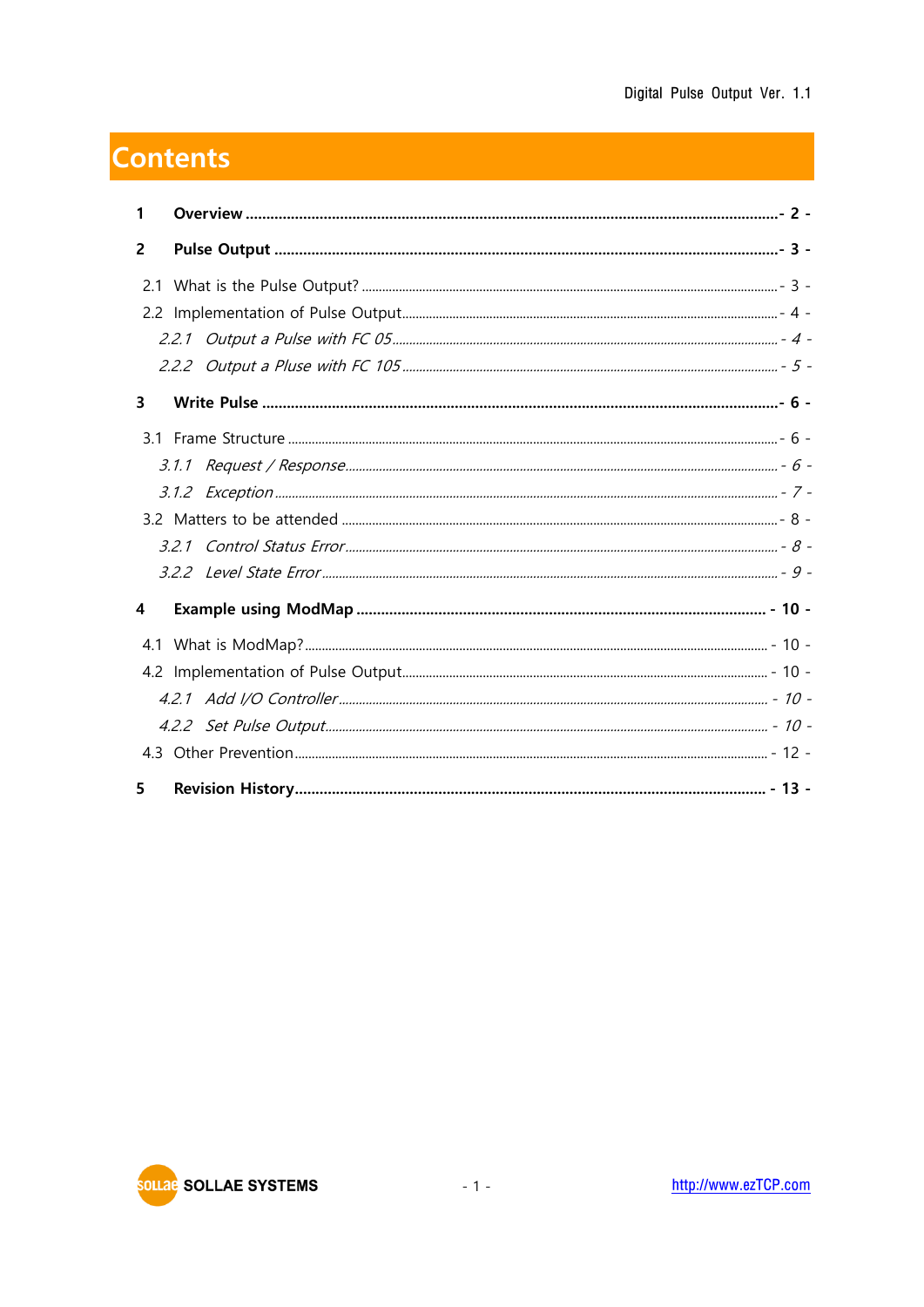# Contents

**1 Overview ............................................................................................................... - 2 -**

**2 Pulse Output ........................................................................................................ - 3 -**

2.1 What is the Pulse Output? ........................................................................................ - 3 -

2.2 Implementation of Pulse Output.................................................................................. - 4 -

*2.2.1 Output a Pulse with FC 05* ..................................................................................... *- 4 -*

*2.2.2 Output a Pluse with FC 105* ................................................................................... *- 5 -*

**3 Write Pulse ........................................................................................................... - 6 -**

3.1 Frame Structure ......................................................................................................... - 6 -

*3.1.1 Request / Response*................................................................................................. *- 6 -*

*3.1.2 Exception* ................................................................................................................. *- 7 -*

3.2 Matters to be attended ................................................................................................ - 8 -

*3.2.1 Control Status Error*................................................................................................. *- 8 -*

*3.2.2 Level State Error* ..................................................................................................... *- 9 -*

**4 Example using ModMap ..................................................................................... - 10 -**

4.1 What is ModMap?......................................................................................................... - 10 -

4.2 Implementation of Pulse Output.................................................................................. - 10 -

*4.2.1 Add I/O Controller* ................................................................................................. *- 10 -*

*4.2.2 Set Pulse Output*..................................................................................................... *- 10 -*

4.3 Other Prevention........................................................................................................... - 12 -

**5 Revision History................................................................................................... - 13 -**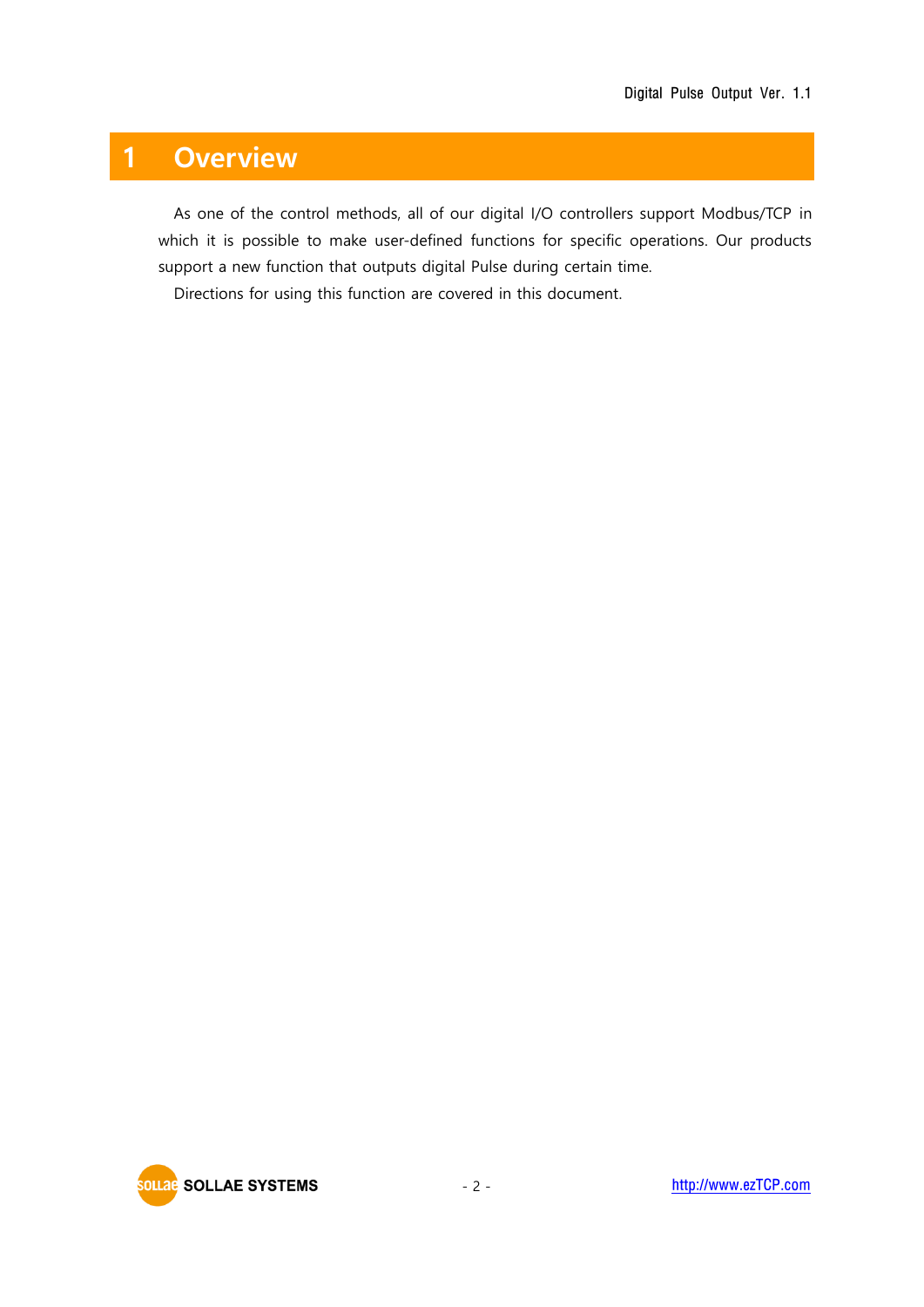# 1 Overview

As one of the control methods, all of our digital I/O controllers support Modbus/TCP in which it is possible to make user-defined functions for specific operations. Our products support a new function that outputs digital Pulse during certain time.

Directions for using this function are covered in this document.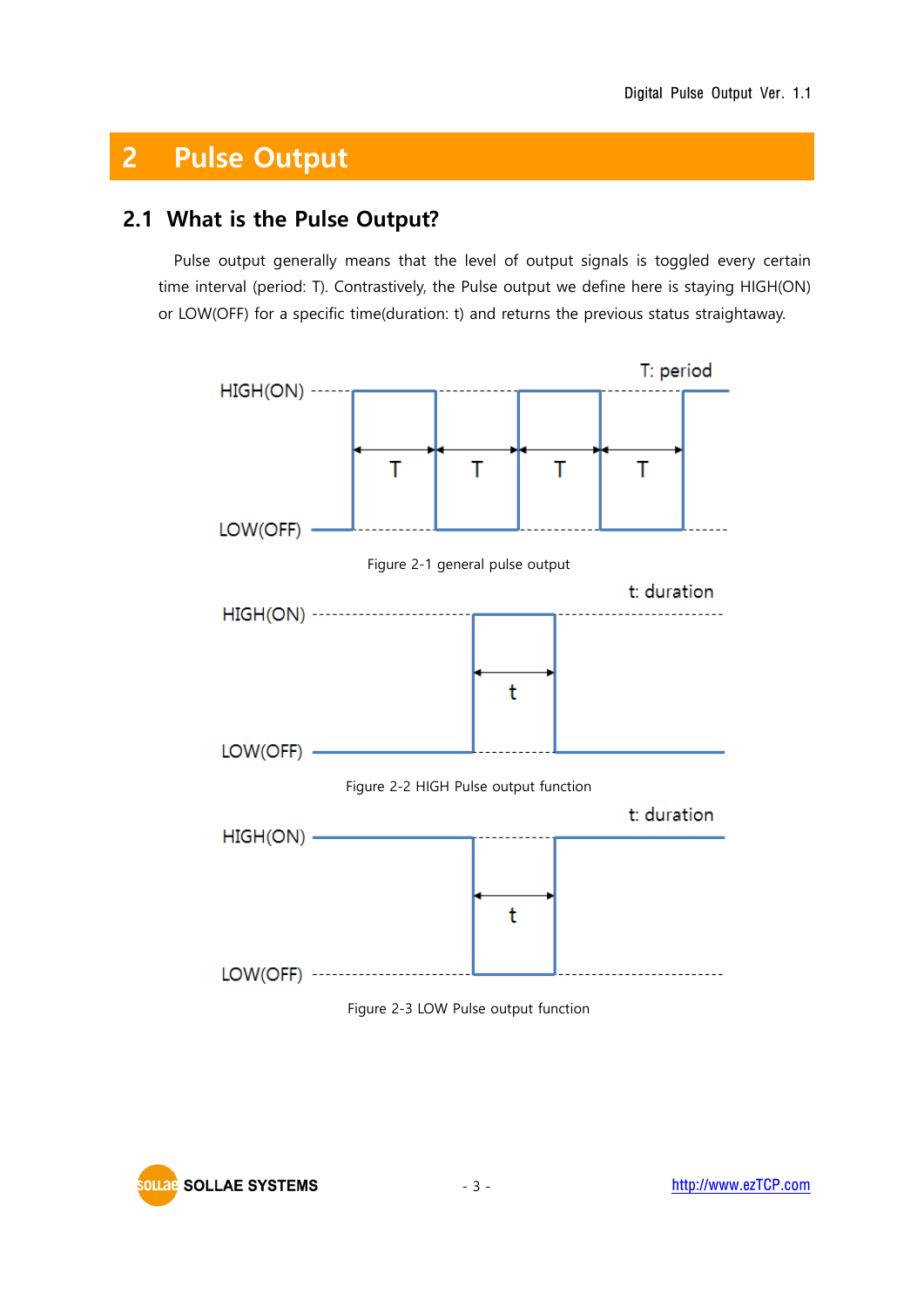# 2 Pulse Output

## 2.1 What is the Pulse Output?

Pulse output generally means that the level of output signals is toggled every certain time interval (period: T). Contrastively, the Pulse output we define here is staying HIGH(ON) or LOW(OFF) for a specific time(duration: t) and returns the previous status straightaway.

Figure 2-1 general pulse output

Figure 2-2 HIGH Pulse output function

Figure 2-3 LOW Pulse output function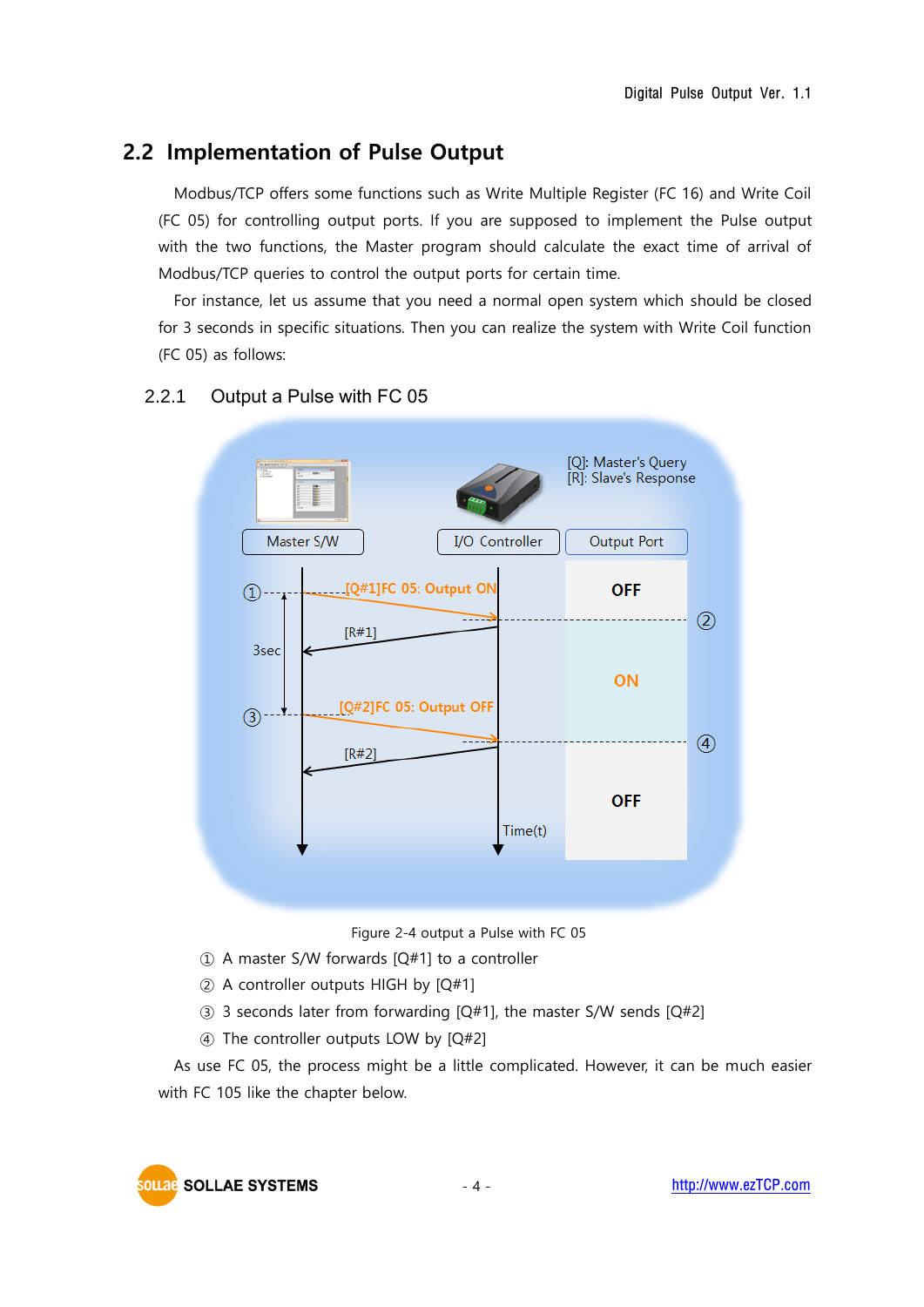## 2.2 Implementation of Pulse Output

Modbus/TCP offers some functions such as Write Multiple Register (FC 16) and Write Coil (FC 05) for controlling output ports. If you are supposed to implement the Pulse output with the two functions, the Master program should calculate the exact time of arrival of Modbus/TCP queries to control the output ports for certain time.

For instance, let us assume that you need a normal open system which should be closed for 3 seconds in specific situations. Then you can realize the system with Write Coil function (FC 05) as follows:

### 2.2.1 Output a Pulse with FC 05

Figure 2-4 output a Pulse with FC 05

① A master S/W forwards [Q#1] to a controller
② A controller outputs HIGH by [Q#1]
③ 3 seconds later from forwarding [Q#1], the master S/W sends [Q#2]
④ The controller outputs LOW by [Q#2]

As use FC 05, the process might be a little complicated. However, it can be much easier with FC 105 like the chapter below.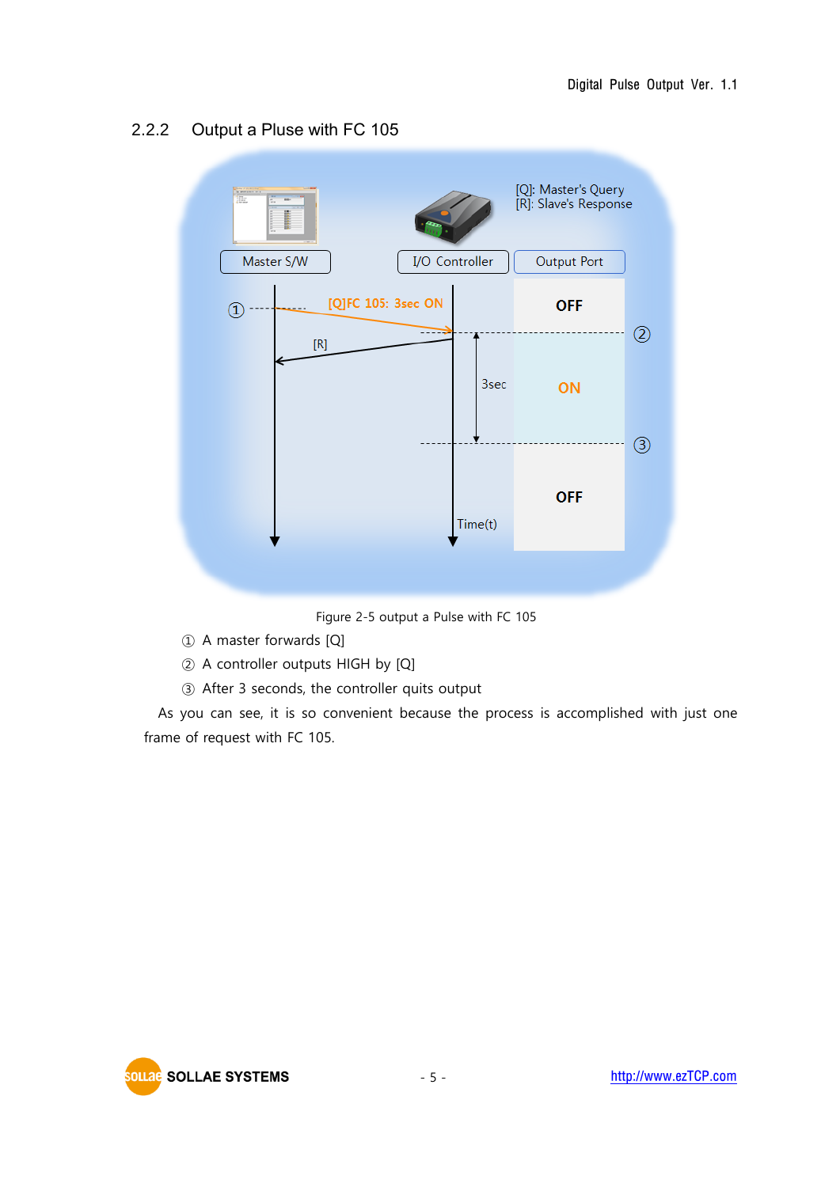### 2.2.2 Output a Pluse with FC 105

Figure 2-5 output a Pulse with FC 105

① A master forwards [Q]

② A controller outputs HIGH by [Q]

③ After 3 seconds, the controller quits output

As you can see, it is so convenient because the process is accomplished with just one frame of request with FC 105.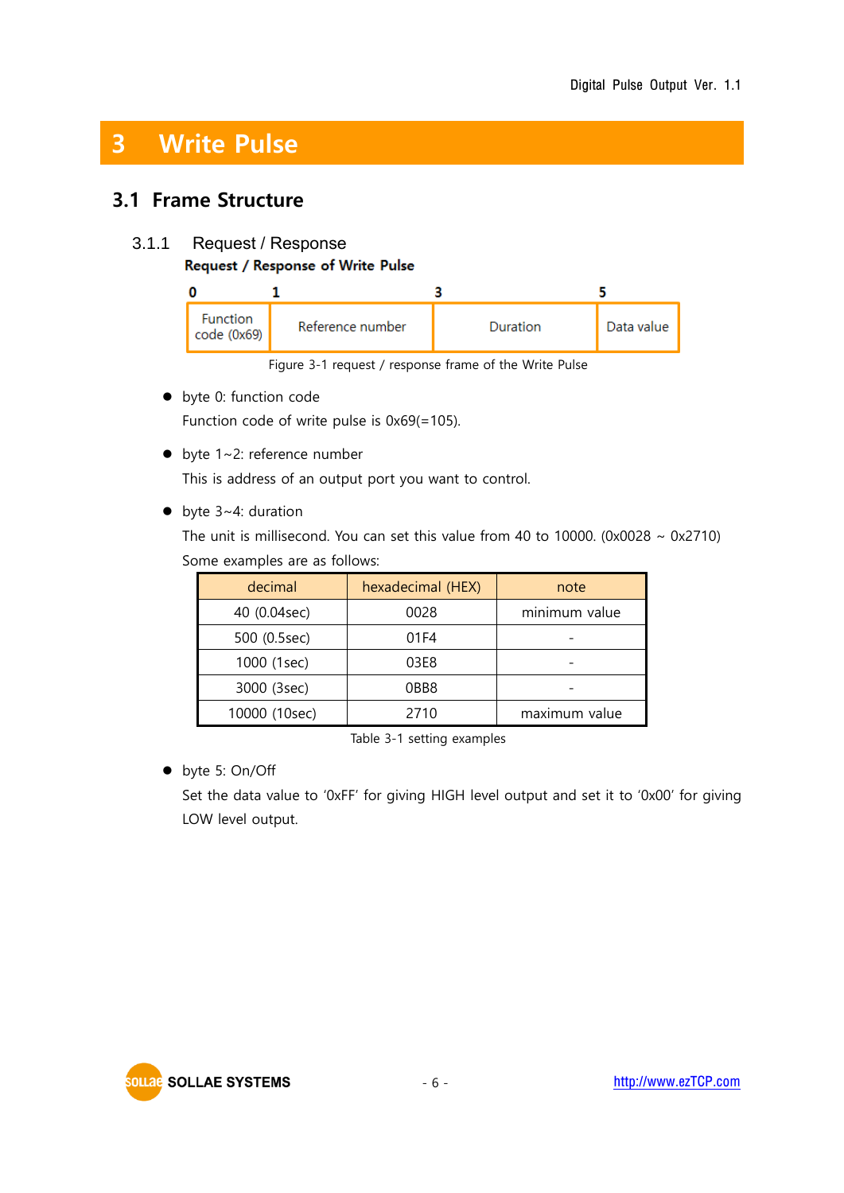# 3 Write Pulse

## 3.1 Frame Structure

### 3.1.1 Request / Response

**Request / Response of Write Pulse**

| 0 | 1 | 3 | 5 |
|---|---|---|---|
| Function code (0x69) | Reference number | Duration | Data value |

Figure 3-1 request / response frame of the Write Pulse

- byte 0: function code

  Function code of write pulse is 0x69(=105).

- byte 1~2: reference number

  This is address of an output port you want to control.

- byte 3~4: duration

  The unit is millisecond. You can set this value from 40 to 10000. (0x0028 ~ 0x2710)

  Some examples are as follows:

| decimal | hexadecimal (HEX) | note |
|---|---|---|
| 40 (0.04sec) | 0028 | minimum value |
| 500 (0.5sec) | 01F4 | - |
| 1000 (1sec) | 03E8 | - |
| 3000 (3sec) | 0BB8 | - |
| 10000 (10sec) | 2710 | maximum value |

Table 3-1 setting examples

- byte 5: On/Off

  Set the data value to '0xFF' for giving HIGH level output and set it to '0x00' for giving LOW level output.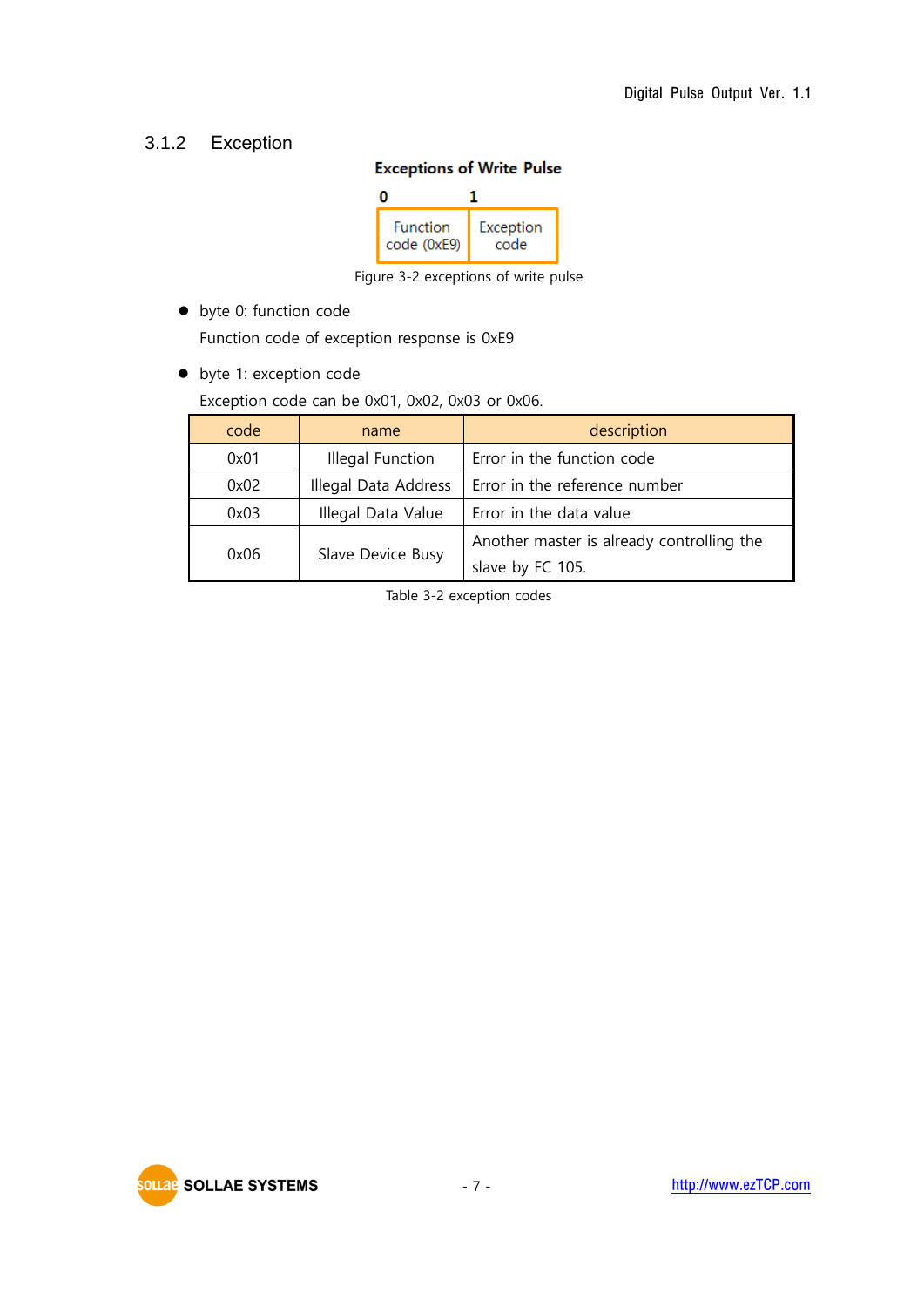### 3.1.2 Exception

**Exceptions of Write Pulse**

| 0 | 1 |
|---|---|
| Function code (0xE9) | Exception code |

Figure 3-2 exceptions of write pulse

- byte 0: function code

  Function code of exception response is 0xE9

- byte 1: exception code

  Exception code can be 0x01, 0x02, 0x03 or 0x06.

| code | name | description |
|---|---|---|
| 0x01 | Illegal Function | Error in the function code |
| 0x02 | Illegal Data Address | Error in the reference number |
| 0x03 | Illegal Data Value | Error in the data value |
| 0x06 | Slave Device Busy | Another master is already controlling the slave by FC 105. |

Table 3-2 exception codes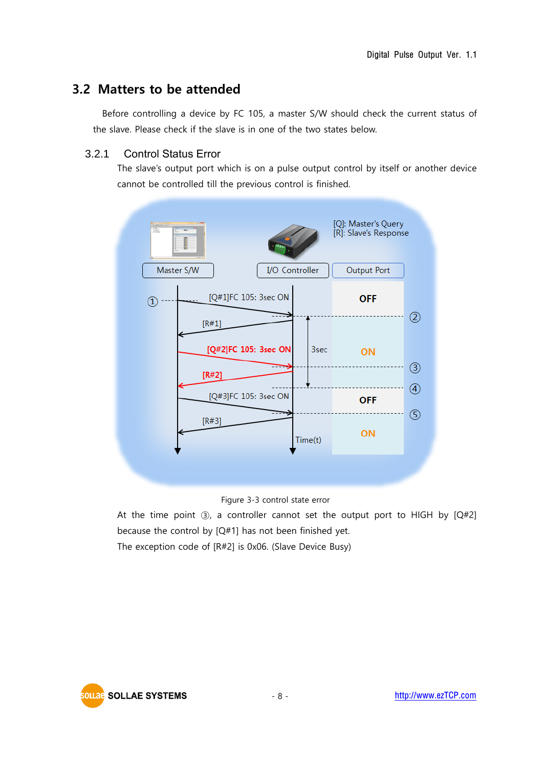## 3.2 Matters to be attended

Before controlling a device by FC 105, a master S/W should check the current status of the slave. Please check if the slave is in one of the two states below.

### 3.2.1 Control Status Error

The slave's output port which is on a pulse output control by itself or another device cannot be controlled till the previous control is finished.

Figure 3-3 control state error

At the time point ③, a controller cannot set the output port to HIGH by [Q#2] because the control by [Q#1] has not been finished yet.

The exception code of [R#2] is 0x06. (Slave Device Busy)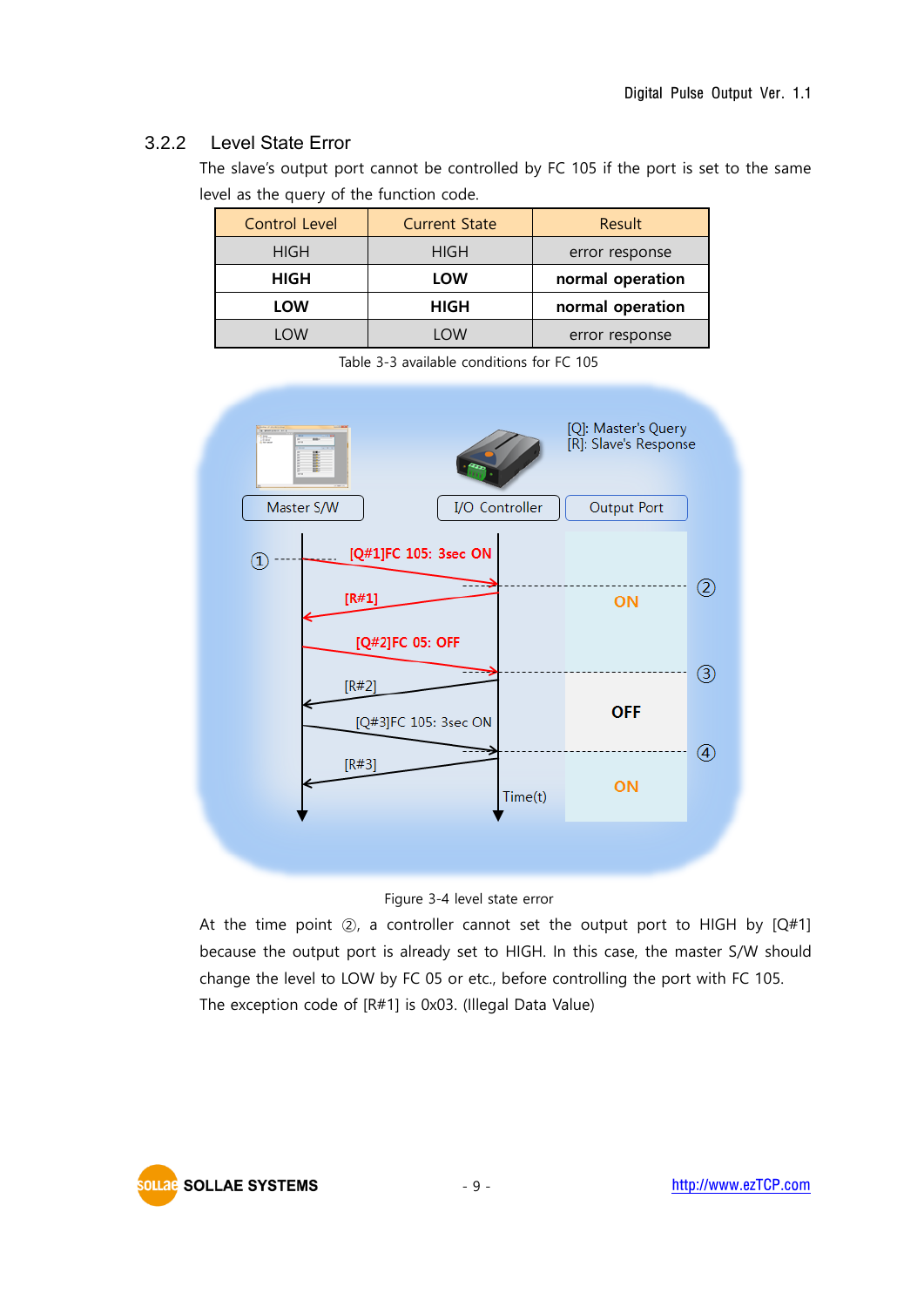### 3.2.2 Level State Error

The slave's output port cannot be controlled by FC 105 if the port is set to the same level as the query of the function code.

| Control Level | Current State | Result |
|---|---|---|
| HIGH | HIGH | error response |
| **HIGH** | **LOW** | **normal operation** |
| **LOW** | **HIGH** | **normal operation** |
| LOW | LOW | error response |

Table 3-3 available conditions for FC 105

Figure 3-4 level state error

At the time point ②, a controller cannot set the output port to HIGH by [Q#1] because the output port is already set to HIGH. In this case, the master S/W should change the level to LOW by FC 05 or etc., before controlling the port with FC 105. The exception code of [R#1] is 0x03. (Illegal Data Value)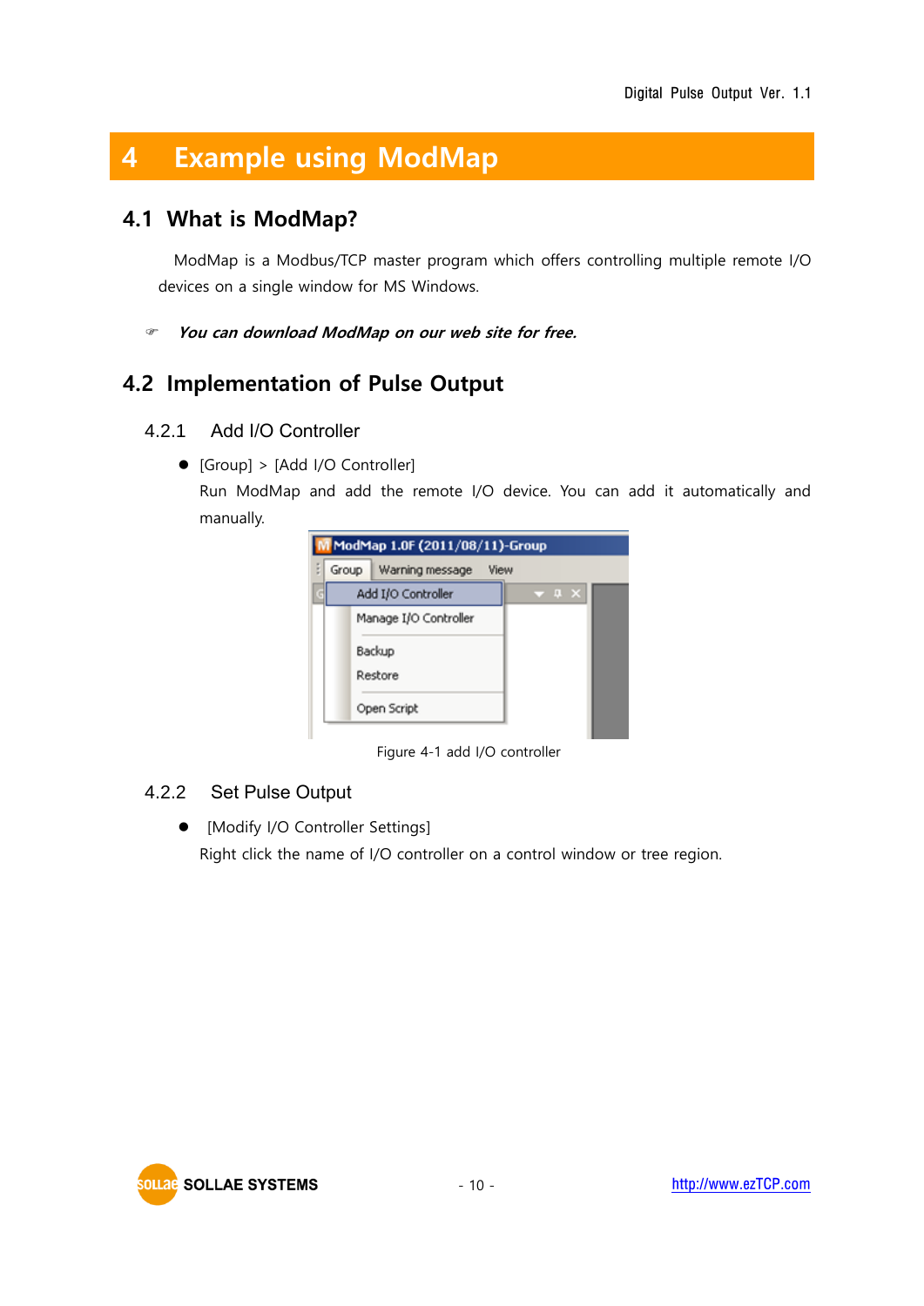# 4 Example using ModMap

## 4.1 What is ModMap?

ModMap is a Modbus/TCP master program which offers controlling multiple remote I/O devices on a single window for MS Windows.

☞ ***You can download ModMap on our web site for free.***

## 4.2 Implementation of Pulse Output

### 4.2.1 Add I/O Controller

- [Group] > [Add I/O Controller]

  Run ModMap and add the remote I/O device. You can add it automatically and manually.

Figure 4-1 add I/O controller

### 4.2.2 Set Pulse Output

- [Modify I/O Controller Settings]

  Right click the name of I/O controller on a control window or tree region.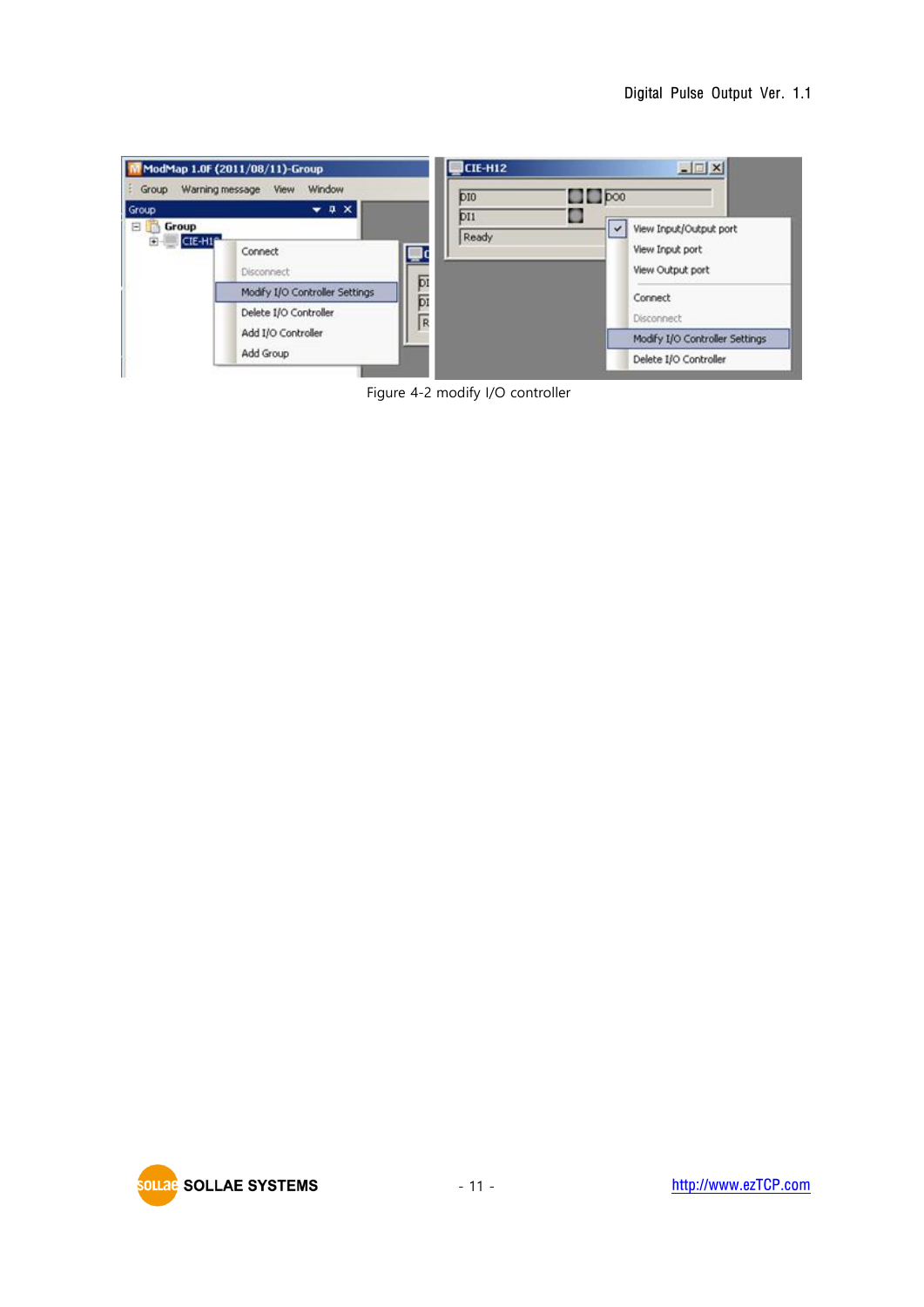Figure 4-2 modify I/O controller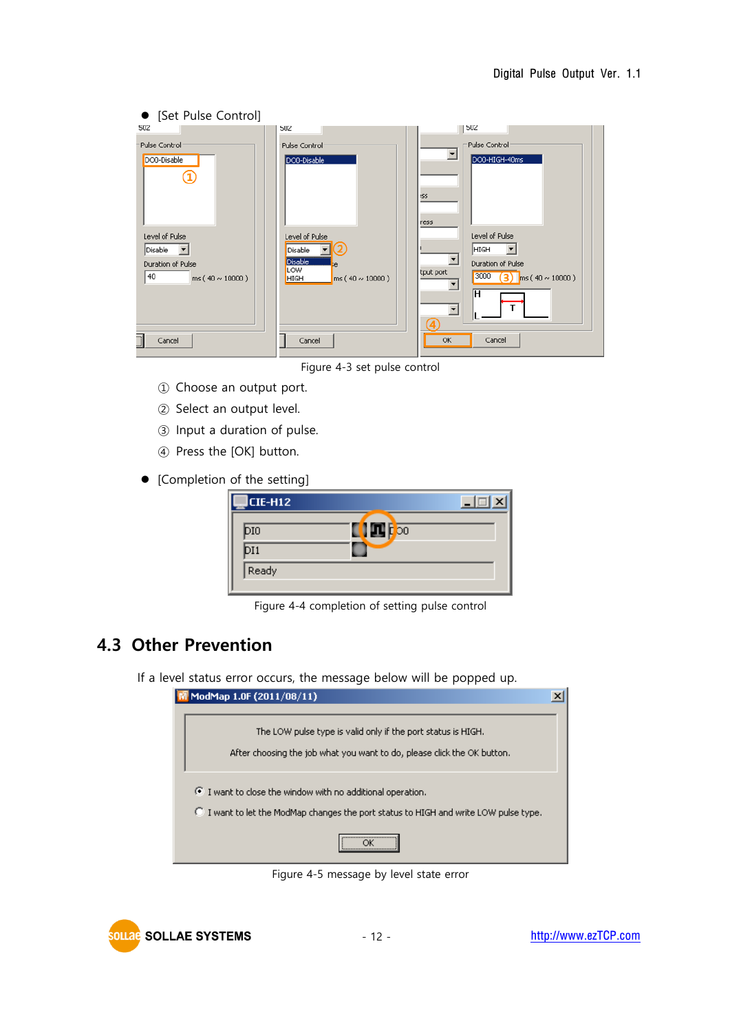- [Set Pulse Control]

Figure 4-3 set pulse control

① Choose an output port.

② Select an output level.

③ Input a duration of pulse.

④ Press the [OK] button.

- [Completion of the setting]

Figure 4-4 completion of setting pulse control

## 4.3 Other Prevention

If a level status error occurs, the message below will be popped up.

Figure 4-5 message by level state error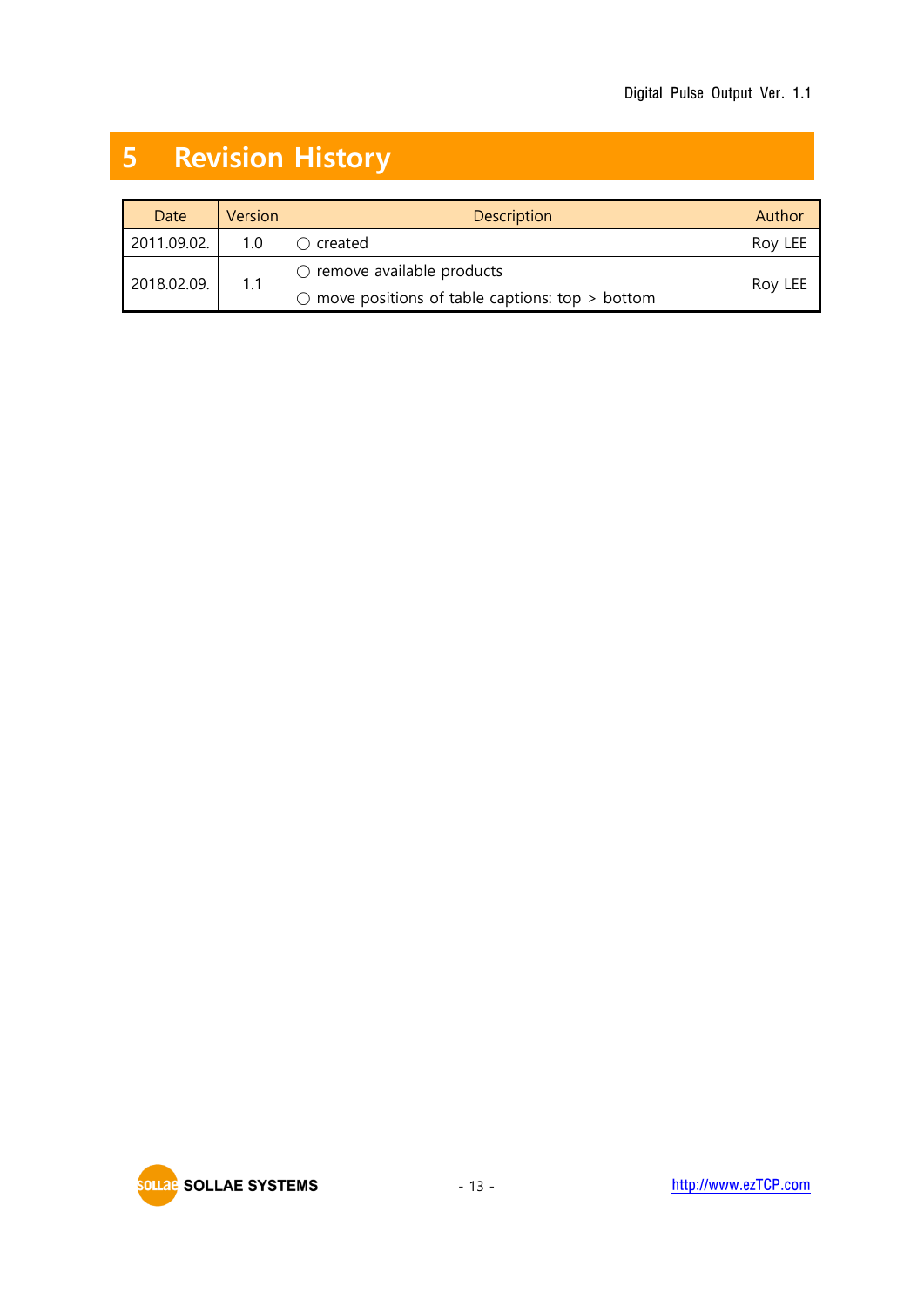# 5 Revision History

| Date | Version | Description | Author |
|---|---|---|---|
| 2011.09.02. | 1.0 | ○ created | Roy LEE |
| 2018.02.09. | 1.1 | ○ remove available products<br>○ move positions of table captions: top > bottom | Roy LEE |